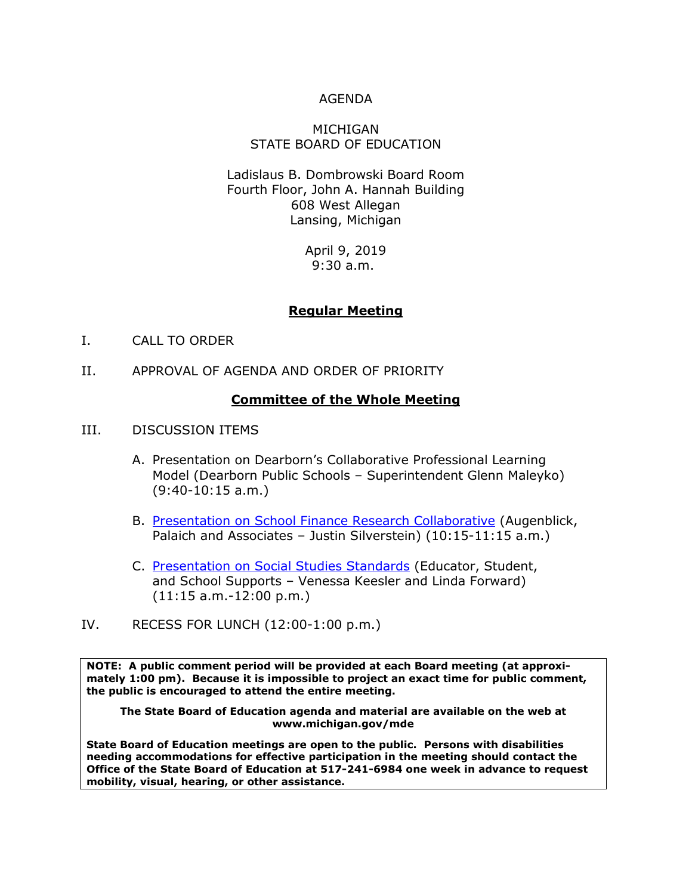# AGENDA

## MICHIGAN
## STATE BOARD OF EDUCATION

Ladislaus B. Dombrowski Board Room
Fourth Floor, John A. Hannah Building
608 West Allegan
Lansing, Michigan

April 9, 2019
9:30 a.m.

## Regular Meeting

I. CALL TO ORDER

II. APPROVAL OF AGENDA AND ORDER OF PRIORITY

## Committee of the Whole Meeting

III. DISCUSSION ITEMS

A. Presentation on Dearborn's Collaborative Professional Learning Model (Dearborn Public Schools – Superintendent Glenn Maleyko) (9:40-10:15 a.m.)

B. Presentation on School Finance Research Collaborative (Augenblick, Palaich and Associates – Justin Silverstein) (10:15-11:15 a.m.)

C. Presentation on Social Studies Standards (Educator, Student, and School Supports – Venessa Keesler and Linda Forward) (11:15 a.m.-12:00 p.m.)

IV. RECESS FOR LUNCH (12:00-1:00 p.m.)

**NOTE: A public comment period will be provided at each Board meeting (at approximately 1:00 pm). Because it is impossible to project an exact time for public comment, the public is encouraged to attend the entire meeting.**

**The State Board of Education agenda and material are available on the web at www.michigan.gov/mde**

**State Board of Education meetings are open to the public. Persons with disabilities needing accommodations for effective participation in the meeting should contact the Office of the State Board of Education at 517-241-6984 one week in advance to request mobility, visual, hearing, or other assistance.**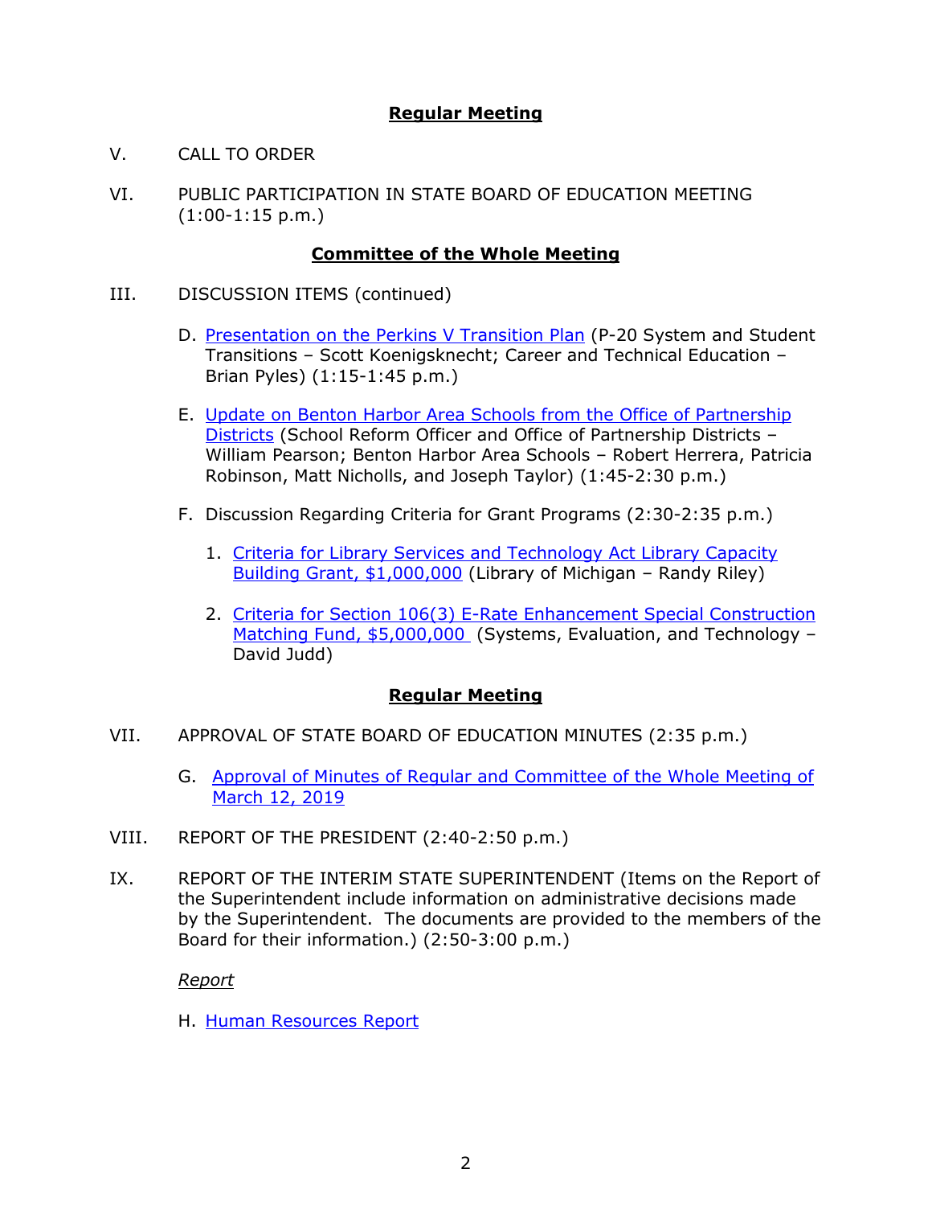## **Regular Meeting**

V. CALL TO ORDER

VI. PUBLIC PARTICIPATION IN STATE BOARD OF EDUCATION MEETING (1:00-1:15 p.m.)

## **Committee of the Whole Meeting**

III. DISCUSSION ITEMS (continued)

D. Presentation on the Perkins V Transition Plan (P-20 System and Student Transitions – Scott Koenigsknecht; Career and Technical Education – Brian Pyles) (1:15-1:45 p.m.)

E. Update on Benton Harbor Area Schools from the Office of Partnership Districts (School Reform Officer and Office of Partnership Districts – William Pearson; Benton Harbor Area Schools – Robert Herrera, Patricia Robinson, Matt Nicholls, and Joseph Taylor) (1:45-2:30 p.m.)

F. Discussion Regarding Criteria for Grant Programs (2:30-2:35 p.m.)

1. Criteria for Library Services and Technology Act Library Capacity Building Grant, $1,000,000 (Library of Michigan – Randy Riley)

2. Criteria for Section 106(3) E-Rate Enhancement Special Construction Matching Fund, $5,000,000 (Systems, Evaluation, and Technology – David Judd)

## **Regular Meeting**

VII. APPROVAL OF STATE BOARD OF EDUCATION MINUTES (2:35 p.m.)

G. Approval of Minutes of Regular and Committee of the Whole Meeting of March 12, 2019

VIII. REPORT OF THE PRESIDENT (2:40-2:50 p.m.)

IX. REPORT OF THE INTERIM STATE SUPERINTENDENT (Items on the Report of the Superintendent include information on administrative decisions made by the Superintendent. The documents are provided to the members of the Board for their information.) (2:50-3:00 p.m.)

*Report*

H. Human Resources Report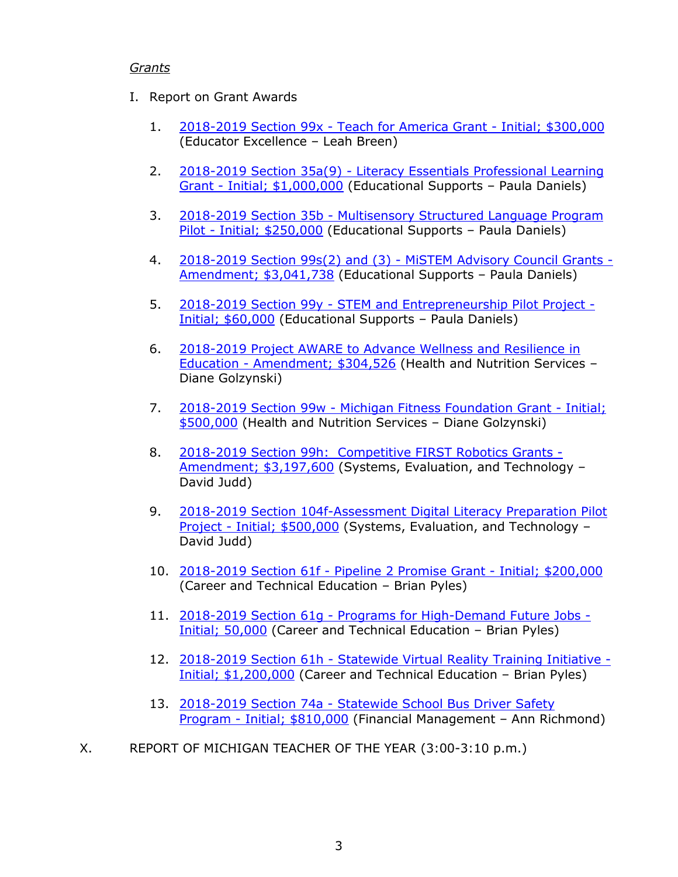*Grants*

I. Report on Grant Awards

1. 2018-2019 Section 99x - Teach for America Grant - Initial; $300,000 (Educator Excellence – Leah Breen)

2. 2018-2019 Section 35a(9) - Literacy Essentials Professional Learning Grant - Initial; $1,000,000 (Educational Supports – Paula Daniels)

3. 2018-2019 Section 35b - Multisensory Structured Language Program Pilot - Initial; $250,000 (Educational Supports – Paula Daniels)

4. 2018-2019 Section 99s(2) and (3) - MiSTEM Advisory Council Grants - Amendment; $3,041,738 (Educational Supports – Paula Daniels)

5. 2018-2019 Section 99y - STEM and Entrepreneurship Pilot Project - Initial; $60,000 (Educational Supports – Paula Daniels)

6. 2018-2019 Project AWARE to Advance Wellness and Resilience in Education - Amendment; $304,526 (Health and Nutrition Services – Diane Golzynski)

7. 2018-2019 Section 99w - Michigan Fitness Foundation Grant - Initial; $500,000 (Health and Nutrition Services – Diane Golzynski)

8. 2018-2019 Section 99h: Competitive FIRST Robotics Grants - Amendment; $3,197,600 (Systems, Evaluation, and Technology – David Judd)

9. 2018-2019 Section 104f-Assessment Digital Literacy Preparation Pilot Project - Initial; $500,000 (Systems, Evaluation, and Technology – David Judd)

10. 2018-2019 Section 61f - Pipeline 2 Promise Grant - Initial; $200,000 (Career and Technical Education – Brian Pyles)

11. 2018-2019 Section 61g - Programs for High-Demand Future Jobs - Initial; 50,000 (Career and Technical Education – Brian Pyles)

12. 2018-2019 Section 61h - Statewide Virtual Reality Training Initiative - Initial; $1,200,000 (Career and Technical Education – Brian Pyles)

13. 2018-2019 Section 74a - Statewide School Bus Driver Safety Program - Initial; $810,000 (Financial Management – Ann Richmond)

X. REPORT OF MICHIGAN TEACHER OF THE YEAR (3:00-3:10 p.m.)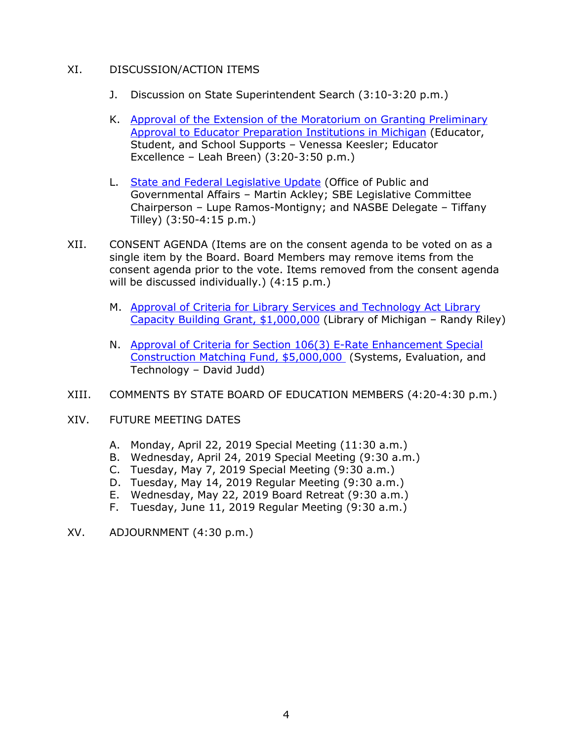XI. DISCUSSION/ACTION ITEMS

J. Discussion on State Superintendent Search (3:10-3:20 p.m.)

K. Approval of the Extension of the Moratorium on Granting Preliminary Approval to Educator Preparation Institutions in Michigan (Educator, Student, and School Supports – Venessa Keesler; Educator Excellence – Leah Breen) (3:20-3:50 p.m.)

L. State and Federal Legislative Update (Office of Public and Governmental Affairs – Martin Ackley; SBE Legislative Committee Chairperson – Lupe Ramos-Montigny; and NASBE Delegate – Tiffany Tilley) (3:50-4:15 p.m.)

XII. CONSENT AGENDA (Items are on the consent agenda to be voted on as a single item by the Board. Board Members may remove items from the consent agenda prior to the vote. Items removed from the consent agenda will be discussed individually.) (4:15 p.m.)

M. Approval of Criteria for Library Services and Technology Act Library Capacity Building Grant, $1,000,000 (Library of Michigan – Randy Riley)

N. Approval of Criteria for Section 106(3) E-Rate Enhancement Special Construction Matching Fund, $5,000,000 (Systems, Evaluation, and Technology – David Judd)

XIII. COMMENTS BY STATE BOARD OF EDUCATION MEMBERS (4:20-4:30 p.m.)

XIV. FUTURE MEETING DATES

A. Monday, April 22, 2019 Special Meeting (11:30 a.m.)
B. Wednesday, April 24, 2019 Special Meeting (9:30 a.m.)
C. Tuesday, May 7, 2019 Special Meeting (9:30 a.m.)
D. Tuesday, May 14, 2019 Regular Meeting (9:30 a.m.)
E. Wednesday, May 22, 2019 Board Retreat (9:30 a.m.)
F. Tuesday, June 11, 2019 Regular Meeting (9:30 a.m.)

XV. ADJOURNMENT (4:30 p.m.)